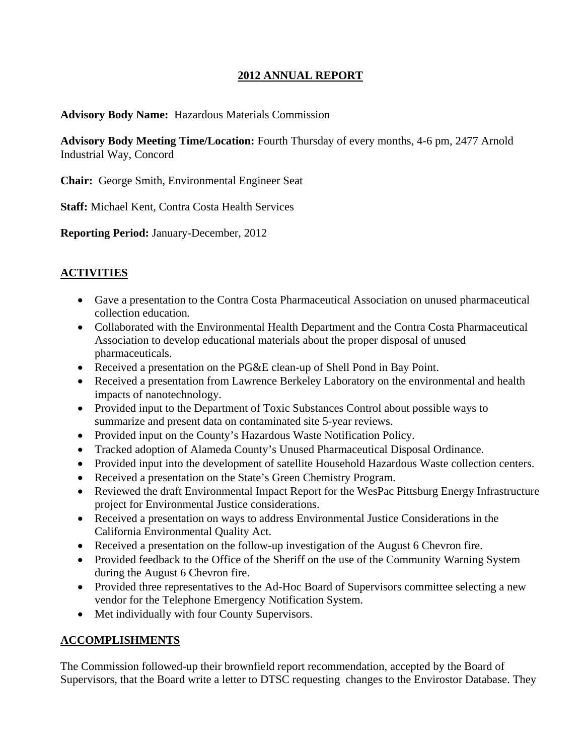# 2012 ANNUAL REPORT

**Advisory Body Name:** Hazardous Materials Commission

**Advisory Body Meeting Time/Location:** Fourth Thursday of every months, 4-6 pm, 2477 Arnold Industrial Way, Concord

**Chair:** George Smith, Environmental Engineer Seat

**Staff:** Michael Kent, Contra Costa Health Services

**Reporting Period:** January-December, 2012

## ACTIVITIES

- Gave a presentation to the Contra Costa Pharmaceutical Association on unused pharmaceutical collection education.
- Collaborated with the Environmental Health Department and the Contra Costa Pharmaceutical Association to develop educational materials about the proper disposal of unused pharmaceuticals.
- Received a presentation on the PG&E clean-up of Shell Pond in Bay Point.
- Received a presentation from Lawrence Berkeley Laboratory on the environmental and health impacts of nanotechnology.
- Provided input to the Department of Toxic Substances Control about possible ways to summarize and present data on contaminated site 5-year reviews.
- Provided input on the County's Hazardous Waste Notification Policy.
- Tracked adoption of Alameda County's Unused Pharmaceutical Disposal Ordinance.
- Provided input into the development of satellite Household Hazardous Waste collection centers.
- Received a presentation on the State's Green Chemistry Program.
- Reviewed the draft Environmental Impact Report for the WesPac Pittsburg Energy Infrastructure project for Environmental Justice considerations.
- Received a presentation on ways to address Environmental Justice Considerations in the California Environmental Quality Act.
- Received a presentation on the follow-up investigation of the August 6 Chevron fire.
- Provided feedback to the Office of the Sheriff on the use of the Community Warning System during the August 6 Chevron fire.
- Provided three representatives to the Ad-Hoc Board of Supervisors committee selecting a new vendor for the Telephone Emergency Notification System.
- Met individually with four County Supervisors.

## ACCOMPLISHMENTS

The Commission followed-up their brownfield report recommendation, accepted by the Board of Supervisors, that the Board write a letter to DTSC requesting changes to the Envirostor Database. They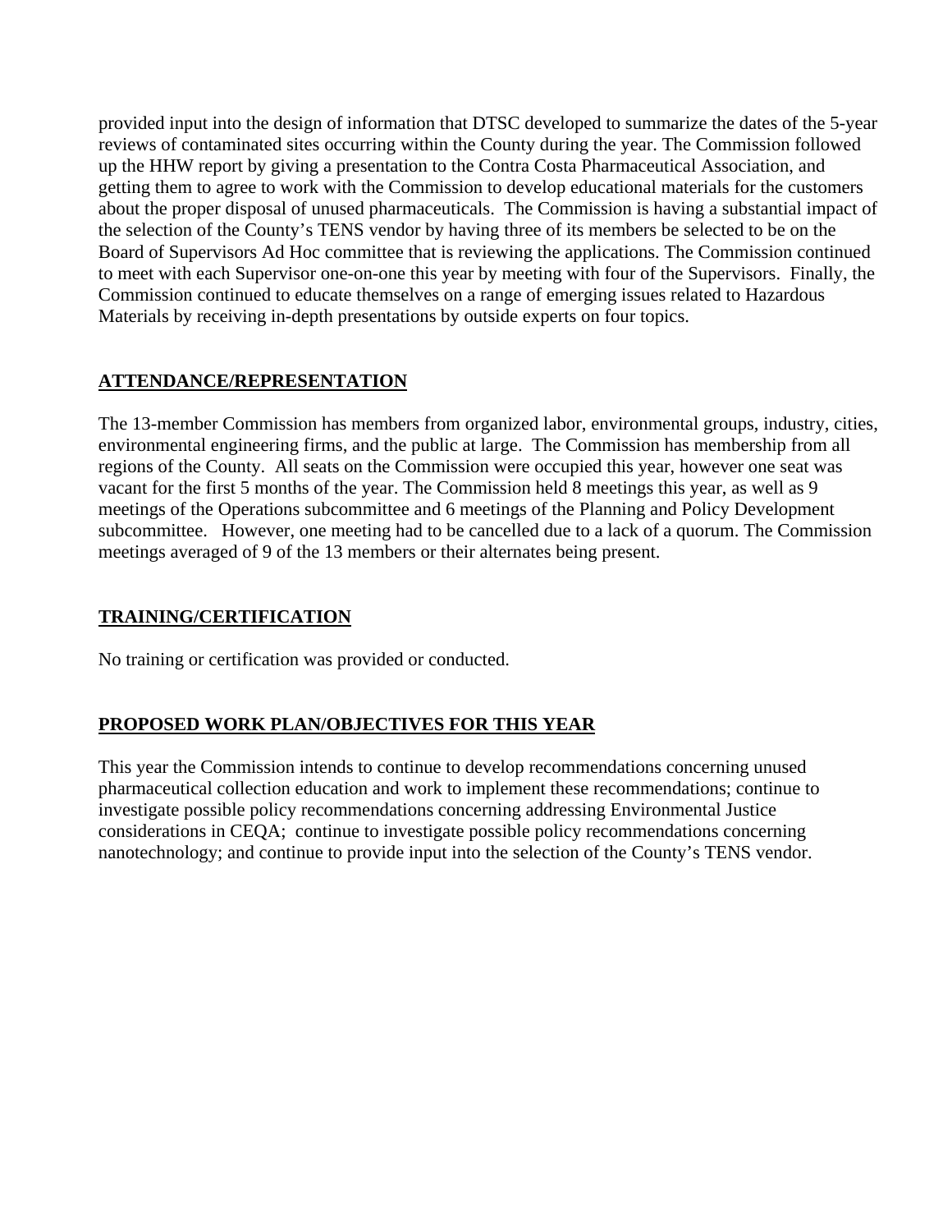provided input into the design of information that DTSC developed to summarize the dates of the 5-year reviews of contaminated sites occurring within the County during the year. The Commission followed up the HHW report by giving a presentation to the Contra Costa Pharmaceutical Association, and getting them to agree to work with the Commission to develop educational materials for the customers about the proper disposal of unused pharmaceuticals. The Commission is having a substantial impact of the selection of the County's TENS vendor by having three of its members be selected to be on the Board of Supervisors Ad Hoc committee that is reviewing the applications. The Commission continued to meet with each Supervisor one-on-one this year by meeting with four of the Supervisors. Finally, the Commission continued to educate themselves on a range of emerging issues related to Hazardous Materials by receiving in-depth presentations by outside experts on four topics.

## ATTENDANCE/REPRESENTATION

The 13-member Commission has members from organized labor, environmental groups, industry, cities, environmental engineering firms, and the public at large. The Commission has membership from all regions of the County. All seats on the Commission were occupied this year, however one seat was vacant for the first 5 months of the year. The Commission held 8 meetings this year, as well as 9 meetings of the Operations subcommittee and 6 meetings of the Planning and Policy Development subcommittee. However, one meeting had to be cancelled due to a lack of a quorum. The Commission meetings averaged of 9 of the 13 members or their alternates being present.

## TRAINING/CERTIFICATION

No training or certification was provided or conducted.

## PROPOSED WORK PLAN/OBJECTIVES FOR THIS YEAR

This year the Commission intends to continue to develop recommendations concerning unused pharmaceutical collection education and work to implement these recommendations; continue to investigate possible policy recommendations concerning addressing Environmental Justice considerations in CEQA; continue to investigate possible policy recommendations concerning nanotechnology; and continue to provide input into the selection of the County's TENS vendor.